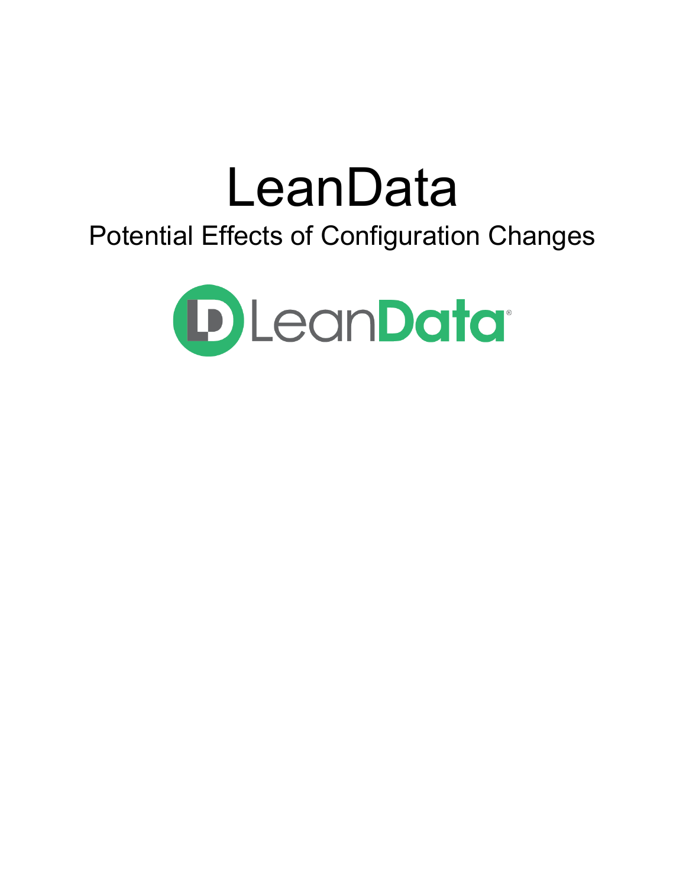# LeanData

## Potential Effects of Configuration Changes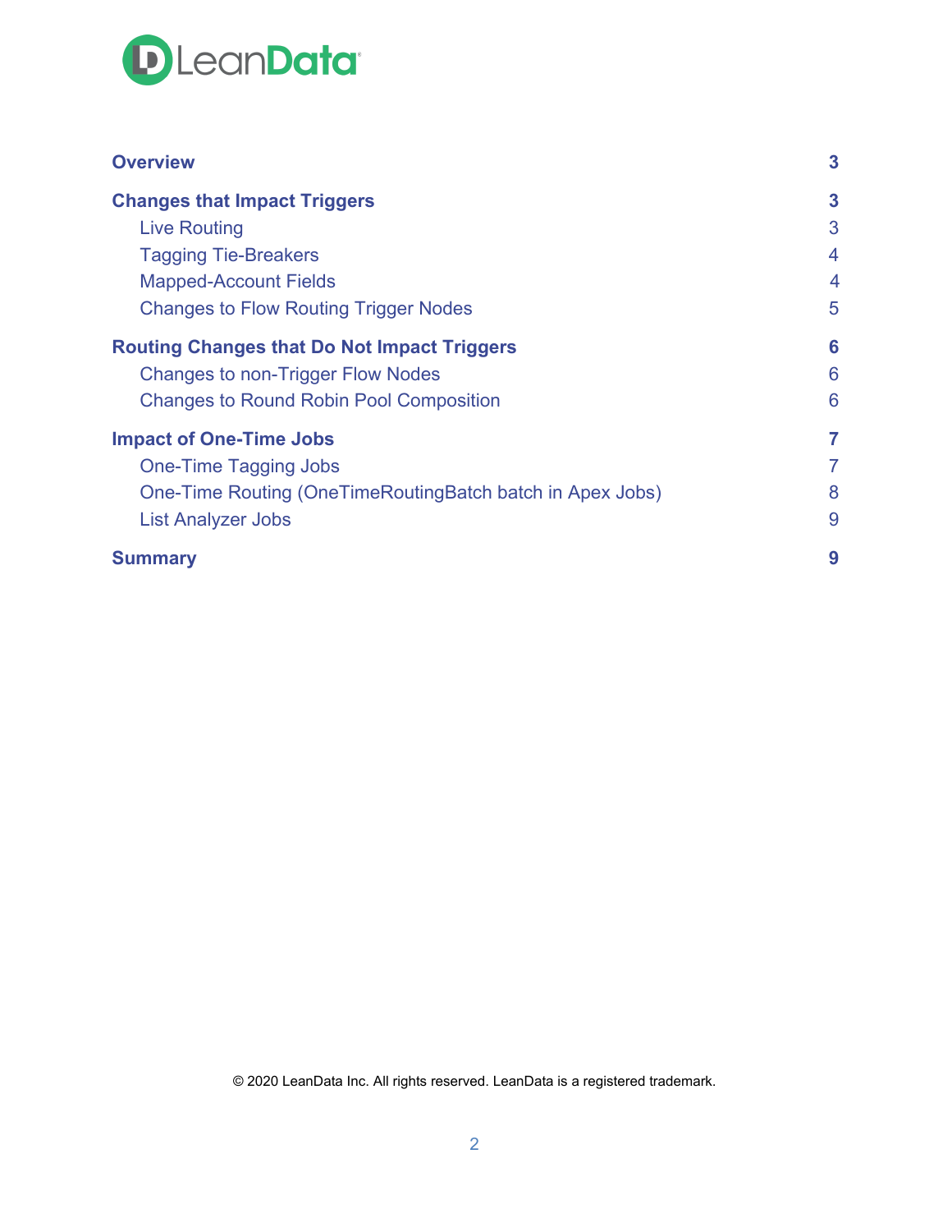| | |
|---|---|
| **Overview** | **3** |
| **Changes that Impact Triggers** | **3** |
| Live Routing | 3 |
| Tagging Tie-Breakers | 4 |
| Mapped-Account Fields | 4 |
| Changes to Flow Routing Trigger Nodes | 5 |
| **Routing Changes that Do Not Impact Triggers** | **6** |
| Changes to non-Trigger Flow Nodes | 6 |
| Changes to Round Robin Pool Composition | 6 |
| **Impact of One-Time Jobs** | **7** |
| One-Time Tagging Jobs | 7 |
| One-Time Routing (OneTimeRoutingBatch batch in Apex Jobs) | 8 |
| List Analyzer Jobs | 9 |
| **Summary** | **9** |

© 2020 LeanData Inc. All rights reserved. LeanData is a registered trademark.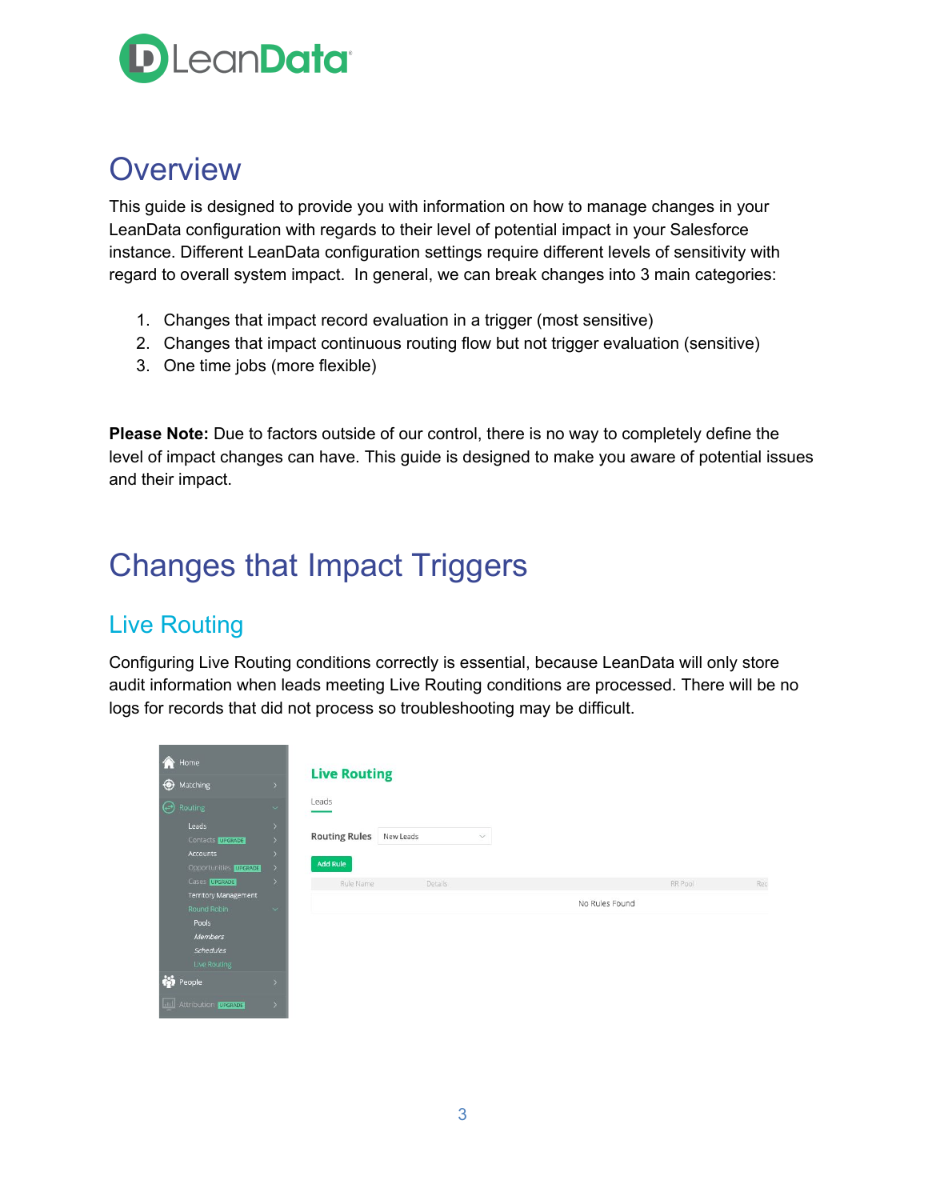# Overview

This guide is designed to provide you with information on how to manage changes in your LeanData configuration with regards to their level of potential impact in your Salesforce instance. Different LeanData configuration settings require different levels of sensitivity with regard to overall system impact. In general, we can break changes into 3 main categories:

1. Changes that impact record evaluation in a trigger (most sensitive)
2. Changes that impact continuous routing flow but not trigger evaluation (sensitive)
3. One time jobs (more flexible)

**Please Note:** Due to factors outside of our control, there is no way to completely define the level of impact changes can have. This guide is designed to make you aware of potential issues and their impact.

# Changes that Impact Triggers

## Live Routing

Configuring Live Routing conditions correctly is essential, because LeanData will only store audit information when leads meeting Live Routing conditions are processed. There will be no logs for records that did not process so troubleshooting may be difficult.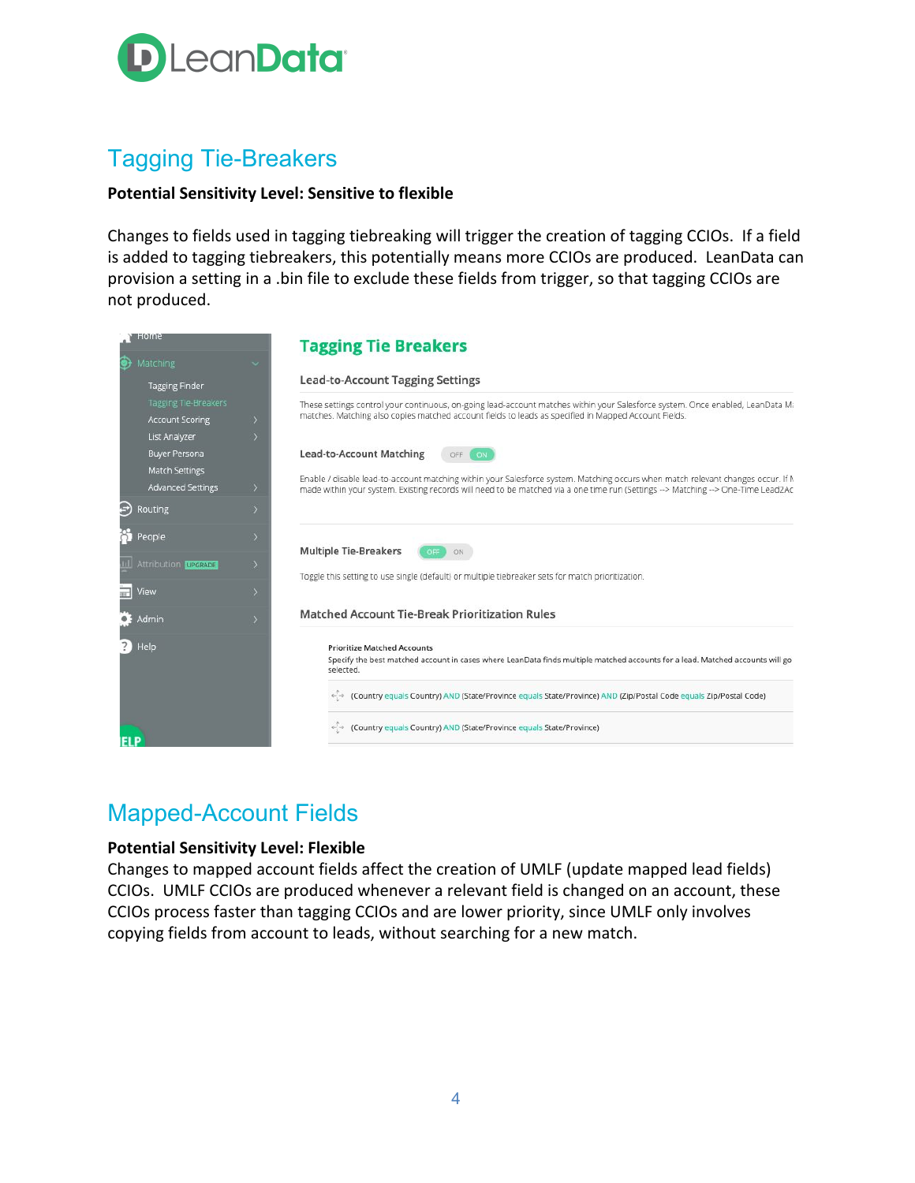## Tagging Tie-Breakers

**Potential Sensitivity Level: Sensitive to flexible**

Changes to fields used in tagging tiebreaking will trigger the creation of tagging CCIOs. If a field is added to tagging tiebreakers, this potentially means more CCIOs are produced. LeanData can provision a setting in a .bin file to exclude these fields from trigger, so that tagging CCIOs are not produced.

## Mapped-Account Fields

**Potential Sensitivity Level: Flexible**

Changes to mapped account fields affect the creation of UMLF (update mapped lead fields) CCIOs. UMLF CCIOs are produced whenever a relevant field is changed on an account, these CCIOs process faster than tagging CCIOs and are lower priority, since UMLF only involves copying fields from account to leads, without searching for a new match.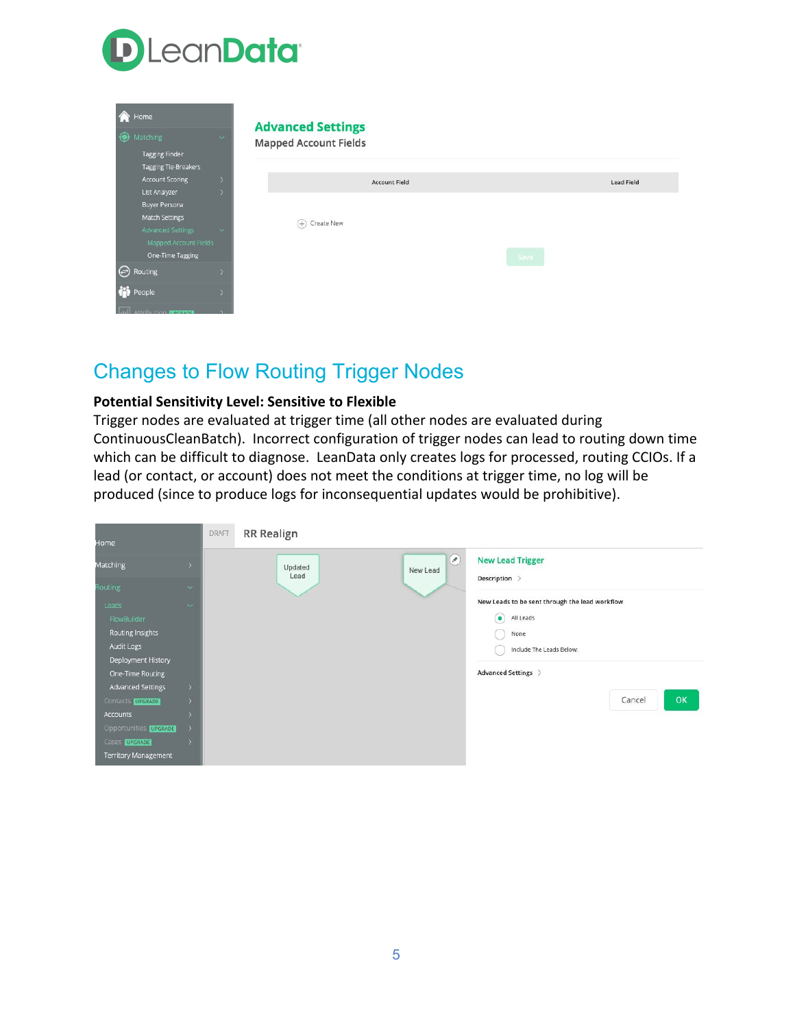## Changes to Flow Routing Trigger Nodes

**Potential Sensitivity Level: Sensitive to Flexible**

Trigger nodes are evaluated at trigger time (all other nodes are evaluated during ContinuousCleanBatch). Incorrect configuration of trigger nodes can lead to routing down time which can be difficult to diagnose. LeanData only creates logs for processed, routing CCIOs. If a lead (or contact, or account) does not meet the conditions at trigger time, no log will be produced (since to produce logs for inconsequential updates would be prohibitive).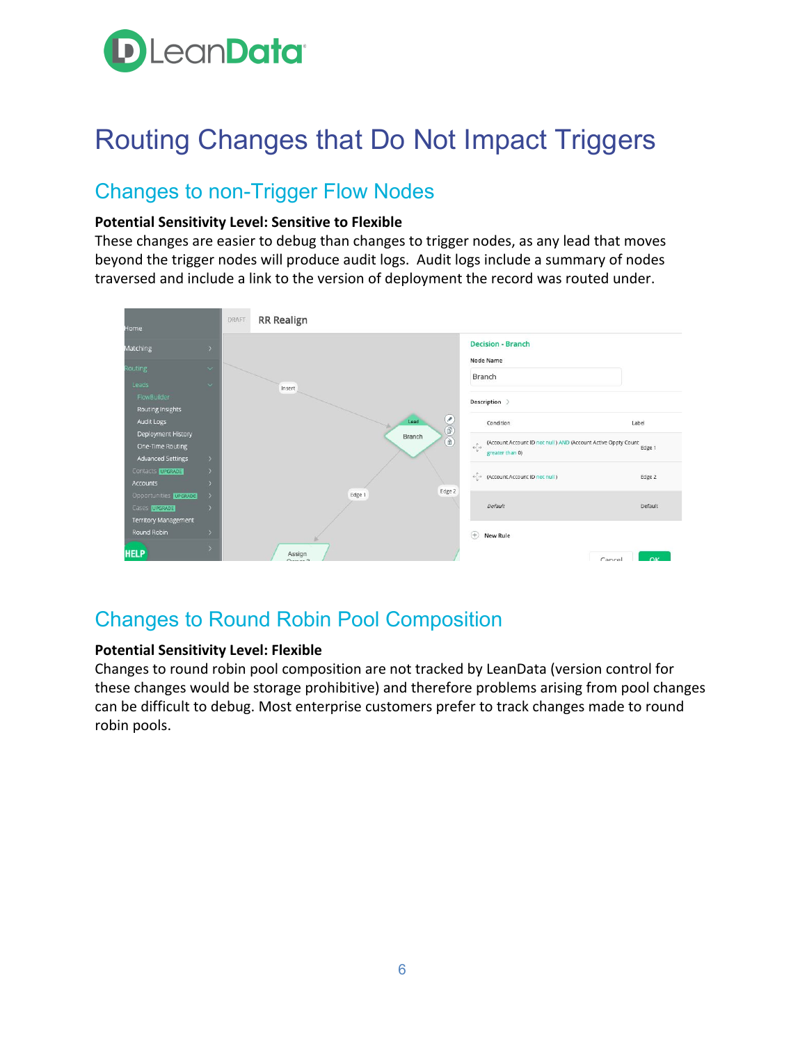# Routing Changes that Do Not Impact Triggers

## Changes to non-Trigger Flow Nodes

**Potential Sensitivity Level: Sensitive to Flexible**

These changes are easier to debug than changes to trigger nodes, as any lead that moves beyond the trigger nodes will produce audit logs. Audit logs include a summary of nodes traversed and include a link to the version of deployment the record was routed under.

## Changes to Round Robin Pool Composition

**Potential Sensitivity Level: Flexible**

Changes to round robin pool composition are not tracked by LeanData (version control for these changes would be storage prohibitive) and therefore problems arising from pool changes can be difficult to debug. Most enterprise customers prefer to track changes made to round robin pools.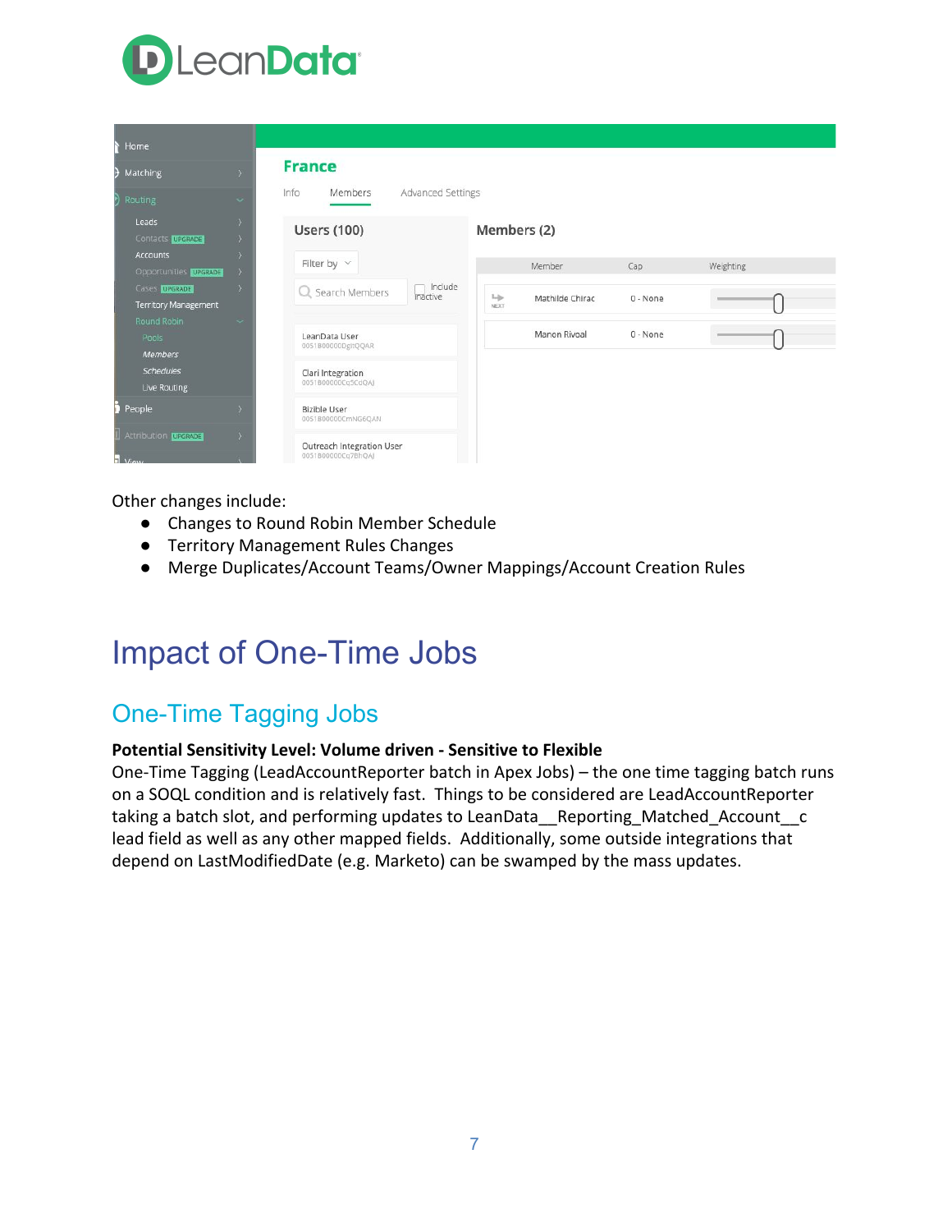Other changes include:

- Changes to Round Robin Member Schedule
- Territory Management Rules Changes
- Merge Duplicates/Account Teams/Owner Mappings/Account Creation Rules

# Impact of One-Time Jobs

## One-Time Tagging Jobs

**Potential Sensitivity Level: Volume driven - Sensitive to Flexible**

One-Time Tagging (LeadAccountReporter batch in Apex Jobs) – the one time tagging batch runs on a SOQL condition and is relatively fast. Things to be considered are LeadAccountReporter taking a batch slot, and performing updates to LeanData__Reporting_Matched_Account__c lead field as well as any other mapped fields. Additionally, some outside integrations that depend on LastModifiedDate (e.g. Marketo) can be swamped by the mass updates.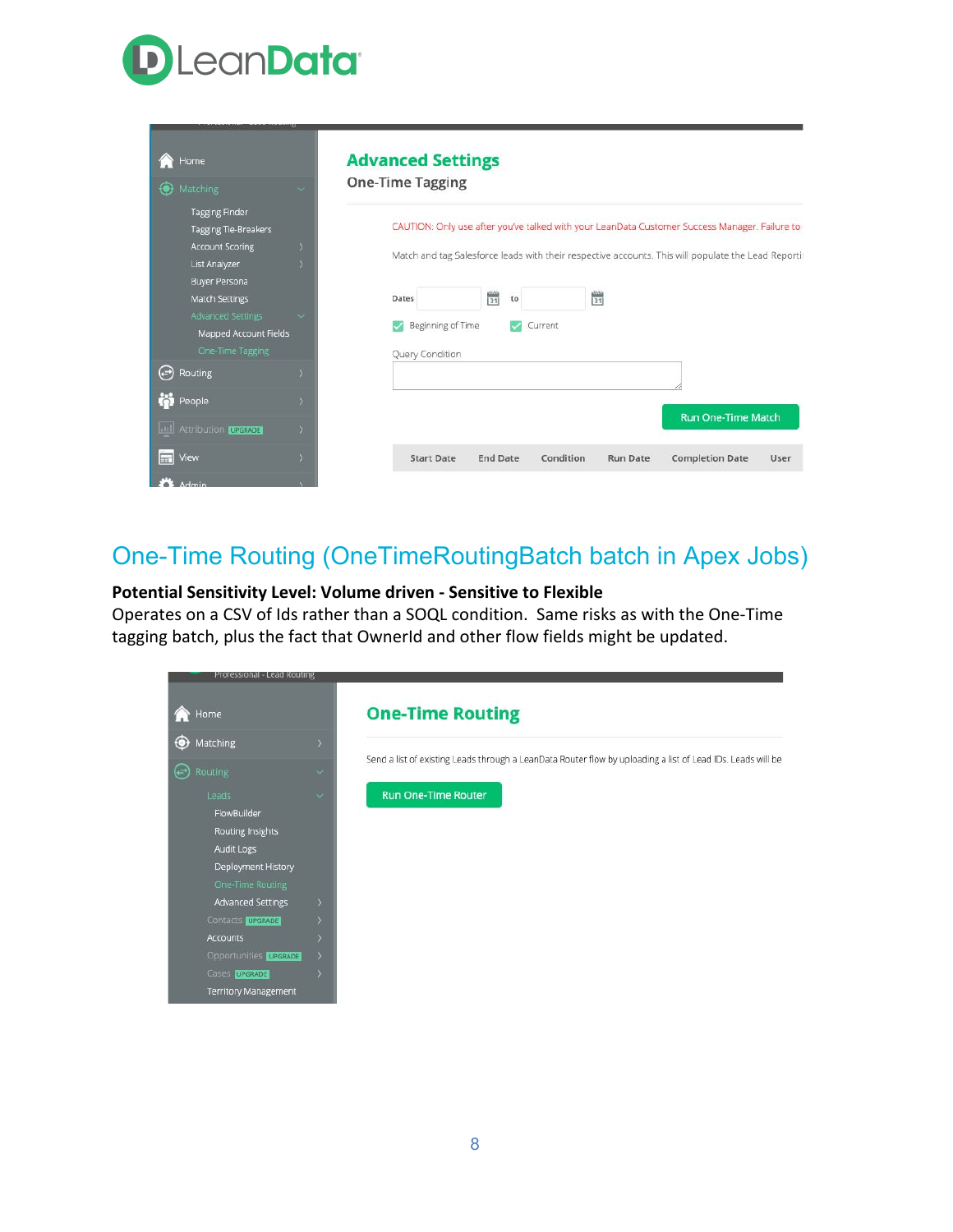## One-Time Routing (OneTimeRoutingBatch batch in Apex Jobs)

**Potential Sensitivity Level: Volume driven - Sensitive to Flexible**

Operates on a CSV of Ids rather than a SOQL condition.  Same risks as with the One-Time tagging batch, plus the fact that OwnerId and other flow fields might be updated.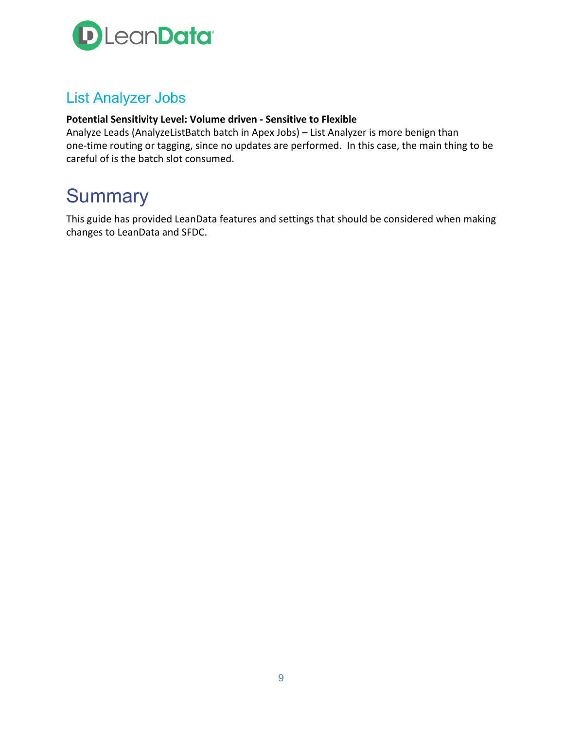## List Analyzer Jobs

**Potential Sensitivity Level: Volume driven - Sensitive to Flexible**

Analyze Leads (AnalyzeListBatch batch in Apex Jobs) – List Analyzer is more benign than one-time routing or tagging, since no updates are performed. In this case, the main thing to be careful of is the batch slot consumed.

# Summary

This guide has provided LeanData features and settings that should be considered when making changes to LeanData and SFDC.